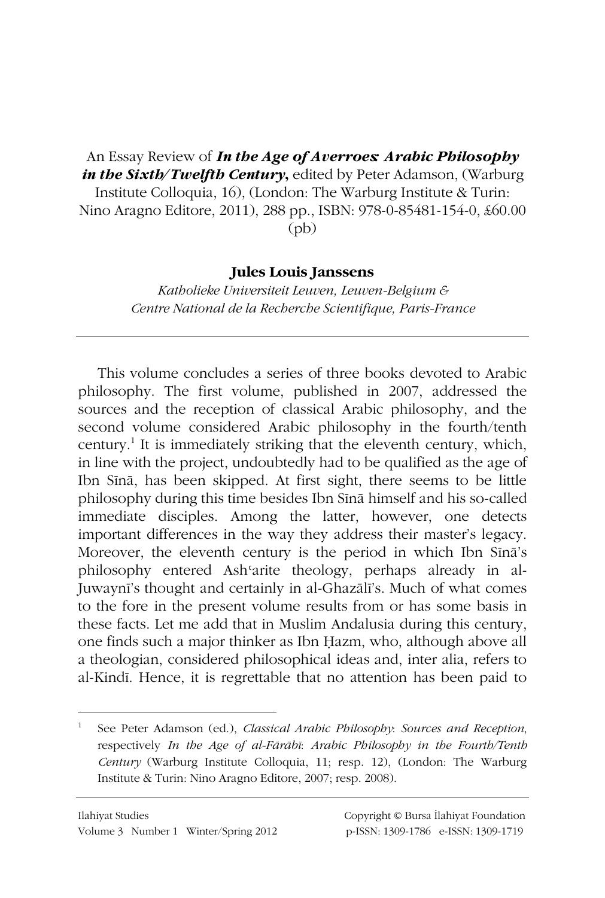An Essay Review of ***In the Age of Averroes: Arabic Philosophy in the Sixth/Twelfth Century***, edited by Peter Adamson, (Warburg Institute Colloquia, 16), (London: The Warburg Institute & Turin: Nino Aragno Editore, 2011), 288 pp., ISBN: 978-0-85481-154-0, £60.00 (pb)

**Jules Louis Janssens**

*Katholieke Universiteit Leuven, Leuven-Belgium & Centre National de la Recherche Scientifique, Paris-France*

---

This volume concludes a series of three books devoted to Arabic philosophy. The first volume, published in 2007, addressed the sources and the reception of classical Arabic philosophy, and the second volume considered Arabic philosophy in the fourth/tenth century.[1] It is immediately striking that the eleventh century, which, in line with the project, undoubtedly had to be qualified as the age of Ibn Sīnā, has been skipped. At first sight, there seems to be little philosophy during this time besides Ibn Sīnā himself and his so-called immediate disciples. Among the latter, however, one detects important differences in the way they address their master's legacy. Moreover, the eleventh century is the period in which Ibn Sīnā's philosophy entered Ashʿarite theology, perhaps already in al-Juwaynī's thought and certainly in al-Ghazālī's. Much of what comes to the fore in the present volume results from or has some basis in these facts. Let me add that in Muslim Andalusia during this century, one finds such a major thinker as Ibn Ḥazm, who, although above all a theologian, considered philosophical ideas and, inter alia, refers to al-Kindī. Hence, it is regrettable that no attention has been paid to

---

[1] See Peter Adamson (ed.), *Classical Arabic Philosophy: Sources and Reception*, respectively *In the Age of al-Fārābī: Arabic Philosophy in the Fourth/Tenth Century* (Warburg Institute Colloquia, 11; resp. 12), (London: The Warburg Institute & Turin: Nino Aragno Editore, 2007; resp. 2008).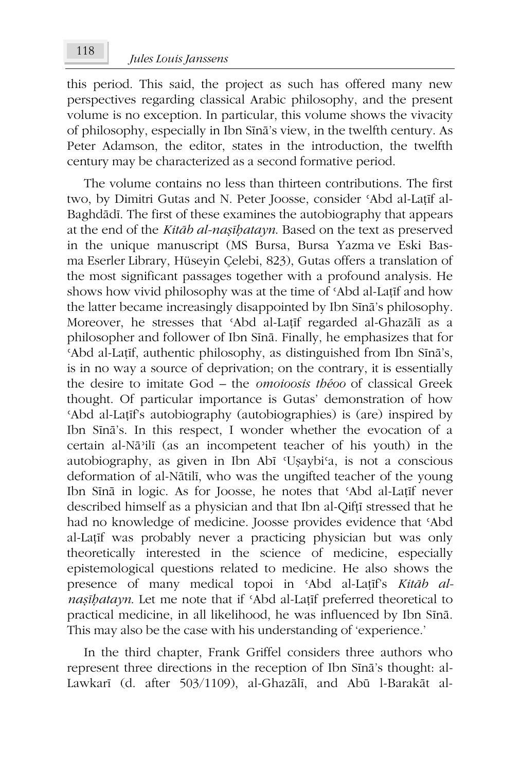this period. This said, the project as such has offered many new perspectives regarding classical Arabic philosophy, and the present volume is no exception. In particular, this volume shows the vivacity of philosophy, especially in Ibn Sīnā's view, in the twelfth century. As Peter Adamson, the editor, states in the introduction, the twelfth century may be characterized as a second formative period.

The volume contains no less than thirteen contributions. The first two, by Dimitri Gutas and N. Peter Joosse, consider ʿAbd al-Laṭīf al-Baghdādī. The first of these examines the autobiography that appears at the end of the *Kitāb al-naṣīḥatayn*. Based on the text as preserved in the unique manuscript (MS Bursa, Bursa Yazma ve Eski Basma Eserler Library, Hüseyin Çelebi, 823), Gutas offers a translation of the most significant passages together with a profound analysis. He shows how vivid philosophy was at the time of ʿAbd al-Laṭīf and how the latter became increasingly disappointed by Ibn Sīnā's philosophy. Moreover, he stresses that ʿAbd al-Laṭīf regarded al-Ghazālī as a philosopher and follower of Ibn Sīnā. Finally, he emphasizes that for ʿAbd al-Laṭīf, authentic philosophy, as distinguished from Ibn Sīnā's, is in no way a source of deprivation; on the contrary, it is essentially the desire to imitate God – the *omoioosis théoo* of classical Greek thought. Of particular importance is Gutas' demonstration of how ʿAbd al-Laṭīf's autobiography (autobiographies) is (are) inspired by Ibn Sīnā's. In this respect, I wonder whether the evocation of a certain al-Nāʾilī (as an incompetent teacher of his youth) in the autobiography, as given in Ibn Abī ʿUṣaybiʿa, is not a conscious deformation of al-Nātilī, who was the ungifted teacher of the young Ibn Sīnā in logic. As for Joosse, he notes that ʿAbd al-Laṭīf never described himself as a physician and that Ibn al-Qifṭī stressed that he had no knowledge of medicine. Joosse provides evidence that ʿAbd al-Laṭīf was probably never a practicing physician but was only theoretically interested in the science of medicine, especially epistemological questions related to medicine. He also shows the presence of many medical topoi in ʿAbd al-Laṭīf's *Kitāb al-naṣīḥatayn*. Let me note that if ʿAbd al-Laṭīf preferred theoretical to practical medicine, in all likelihood, he was influenced by Ibn Sīnā. This may also be the case with his understanding of 'experience.'

In the third chapter, Frank Griffel considers three authors who represent three directions in the reception of Ibn Sīnā's thought: al-Lawkarī (d. after 503/1109), al-Ghazālī, and Abū l-Barakāt al-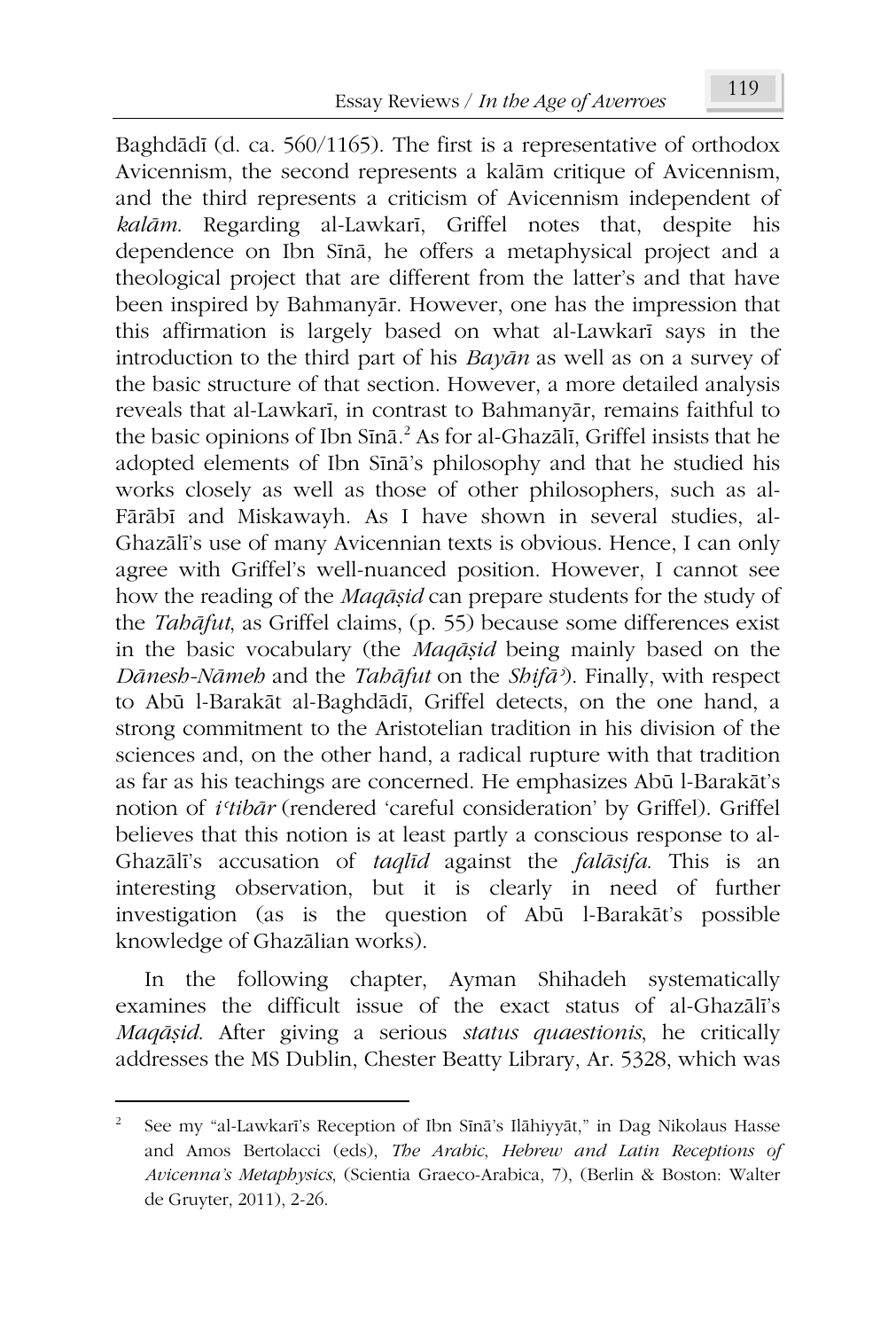Baghdādī (d. ca. 560/1165). The first is a representative of orthodox Avicennism, the second represents a kalām critique of Avicennism, and the third represents a criticism of Avicennism independent of *kalām*. Regarding al-Lawkarī, Griffel notes that, despite his dependence on Ibn Sīnā, he offers a metaphysical project and a theological project that are different from the latter's and that have been inspired by Bahmanyār. However, one has the impression that this affirmation is largely based on what al-Lawkarī says in the introduction to the third part of his *Bayān* as well as on a survey of the basic structure of that section. However, a more detailed analysis reveals that al-Lawkarī, in contrast to Bahmanyār, remains faithful to the basic opinions of Ibn Sīnā.[2] As for al-Ghazālī, Griffel insists that he adopted elements of Ibn Sīnā's philosophy and that he studied his works closely as well as those of other philosophers, such as al-Fārābī and Miskawayh. As I have shown in several studies, al-Ghazālī's use of many Avicennian texts is obvious. Hence, I can only agree with Griffel's well-nuanced position. However, I cannot see how the reading of the *Maqāṣid* can prepare students for the study of the *Tahāfut*, as Griffel claims, (p. 55) because some differences exist in the basic vocabulary (the *Maqāṣid* being mainly based on the *Dānesh-Nāmeh* and the *Tahāfut* on the *Shifāʾ*). Finally, with respect to Abū l-Barakāt al-Baghdādī, Griffel detects, on the one hand, a strong commitment to the Aristotelian tradition in his division of the sciences and, on the other hand, a radical rupture with that tradition as far as his teachings are concerned. He emphasizes Abū l-Barakāt's notion of *iʿtibār* (rendered 'careful consideration' by Griffel). Griffel believes that this notion is at least partly a conscious response to al-Ghazālī's accusation of *taqlīd* against the *falāsifa*. This is an interesting observation, but it is clearly in need of further investigation (as is the question of Abū l-Barakāt's possible knowledge of Ghazālian works).

In the following chapter, Ayman Shihadeh systematically examines the difficult issue of the exact status of al-Ghazālī's *Maqāṣid*. After giving a serious *status quaestionis*, he critically addresses the MS Dublin, Chester Beatty Library, Ar. 5328, which was

---

[2] See my "al-Lawkarī's Reception of Ibn Sīnā's Ilāhiyyāt," in Dag Nikolaus Hasse and Amos Bertolacci (eds), *The Arabic, Hebrew and Latin Receptions of Avicenna's Metaphysics*, (Scientia Graeco-Arabica, 7), (Berlin & Boston: Walter de Gruyter, 2011), 2-26.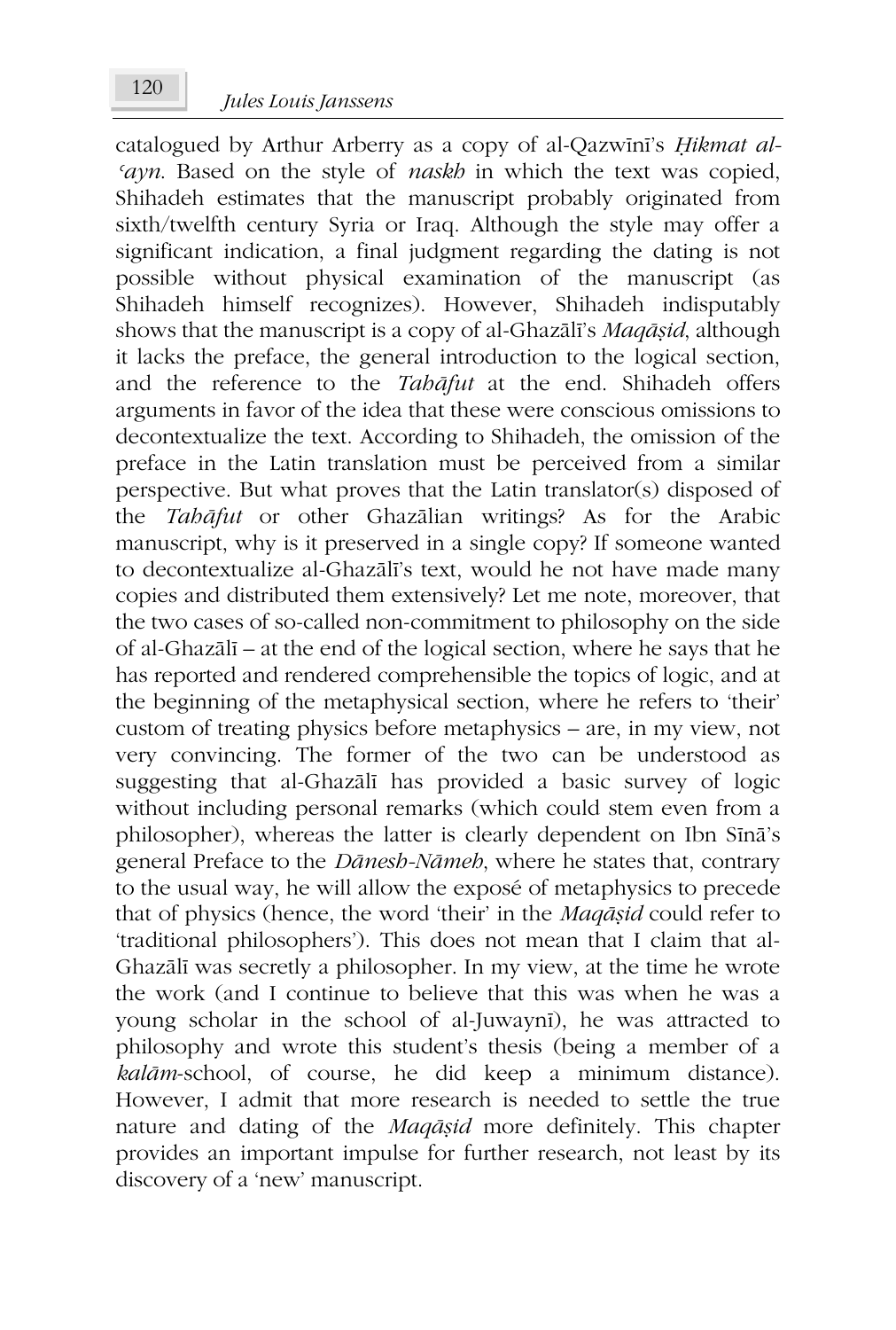catalogued by Arthur Arberry as a copy of al-Qazwīnī's *Ḥikmat al-ʿayn*. Based on the style of *naskh* in which the text was copied, Shihadeh estimates that the manuscript probably originated from sixth/twelfth century Syria or Iraq. Although the style may offer a significant indication, a final judgment regarding the dating is not possible without physical examination of the manuscript (as Shihadeh himself recognizes). However, Shihadeh indisputably shows that the manuscript is a copy of al-Ghazālī's *Maqāṣid*, although it lacks the preface, the general introduction to the logical section, and the reference to the *Tahāfut* at the end. Shihadeh offers arguments in favor of the idea that these were conscious omissions to decontextualize the text. According to Shihadeh, the omission of the preface in the Latin translation must be perceived from a similar perspective. But what proves that the Latin translator(s) disposed of the *Tahāfut* or other Ghazālian writings? As for the Arabic manuscript, why is it preserved in a single copy? If someone wanted to decontextualize al-Ghazālī's text, would he not have made many copies and distributed them extensively? Let me note, moreover, that the two cases of so-called non-commitment to philosophy on the side of al-Ghazālī – at the end of the logical section, where he says that he has reported and rendered comprehensible the topics of logic, and at the beginning of the metaphysical section, where he refers to 'their' custom of treating physics before metaphysics – are, in my view, not very convincing. The former of the two can be understood as suggesting that al-Ghazālī has provided a basic survey of logic without including personal remarks (which could stem even from a philosopher), whereas the latter is clearly dependent on Ibn Sīnā's general Preface to the *Dānesh-Nāmeh*, where he states that, contrary to the usual way, he will allow the exposé of metaphysics to precede that of physics (hence, the word 'their' in the *Maqāṣid* could refer to 'traditional philosophers'). This does not mean that I claim that al-Ghazālī was secretly a philosopher. In my view, at the time he wrote the work (and I continue to believe that this was when he was a young scholar in the school of al-Juwaynī), he was attracted to philosophy and wrote this student's thesis (being a member of a *kalām*-school, of course, he did keep a minimum distance). However, I admit that more research is needed to settle the true nature and dating of the *Maqāṣid* more definitely. This chapter provides an important impulse for further research, not least by its discovery of a 'new' manuscript.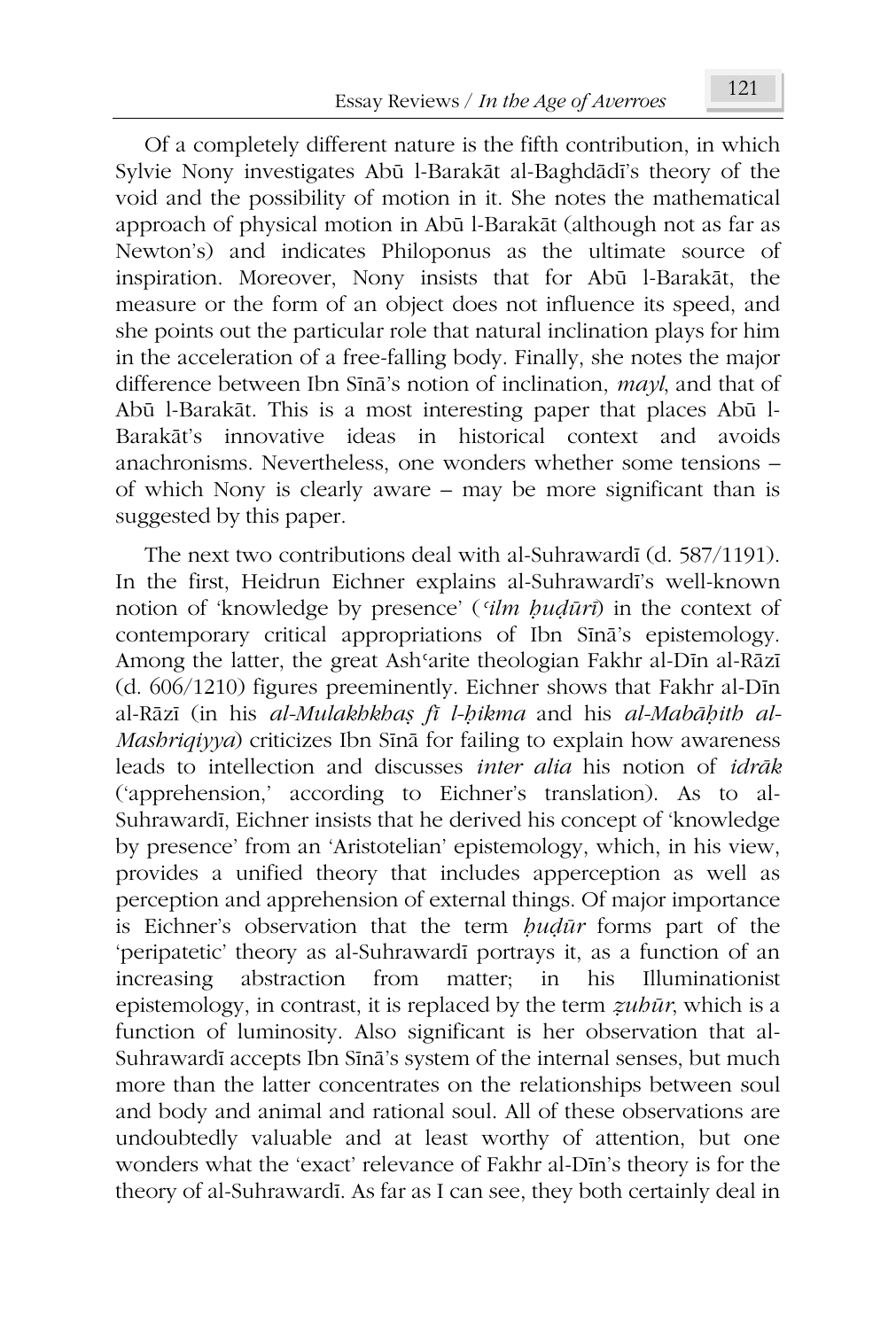Of a completely different nature is the fifth contribution, in which Sylvie Nony investigates Abū l-Barakāt al-Baghdādī's theory of the void and the possibility of motion in it. She notes the mathematical approach of physical motion in Abū l-Barakāt (although not as far as Newton's) and indicates Philoponus as the ultimate source of inspiration. Moreover, Nony insists that for Abū l-Barakāt, the measure or the form of an object does not influence its speed, and she points out the particular role that natural inclination plays for him in the acceleration of a free-falling body. Finally, she notes the major difference between Ibn Sīnā's notion of inclination, *mayl*, and that of Abū l-Barakāt. This is a most interesting paper that places Abū l-Barakāt's innovative ideas in historical context and avoids anachronisms. Nevertheless, one wonders whether some tensions – of which Nony is clearly aware – may be more significant than is suggested by this paper.

The next two contributions deal with al-Suhrawardī (d. 587/1191). In the first, Heidrun Eichner explains al-Suhrawardī's well-known notion of 'knowledge by presence' (*ʿilm ḥuḍūrī*) in the context of contemporary critical appropriations of Ibn Sīnā's epistemology. Among the latter, the great Ashʿarite theologian Fakhr al-Dīn al-Rāzī (d. 606/1210) figures preeminently. Eichner shows that Fakhr al-Dīn al-Rāzī (in his *al-Mulakhkhaṣ fī l-ḥikma* and his *al-Mabāḥith al-Mashriqiyya*) criticizes Ibn Sīnā for failing to explain how awareness leads to intellection and discusses *inter alia* his notion of *idrāk* ('apprehension,' according to Eichner's translation). As to al-Suhrawardī, Eichner insists that he derived his concept of 'knowledge by presence' from an 'Aristotelian' epistemology, which, in his view, provides a unified theory that includes apperception as well as perception and apprehension of external things. Of major importance is Eichner's observation that the term *ḥuḍūr* forms part of the 'peripatetic' theory as al-Suhrawardī portrays it, as a function of an increasing abstraction from matter; in his Illuminationist epistemology, in contrast, it is replaced by the term *ẓuhūr*, which is a function of luminosity. Also significant is her observation that al-Suhrawardī accepts Ibn Sīnā's system of the internal senses, but much more than the latter concentrates on the relationships between soul and body and animal and rational soul. All of these observations are undoubtedly valuable and at least worthy of attention, but one wonders what the 'exact' relevance of Fakhr al-Dīn's theory is for the theory of al-Suhrawardī. As far as I can see, they both certainly deal in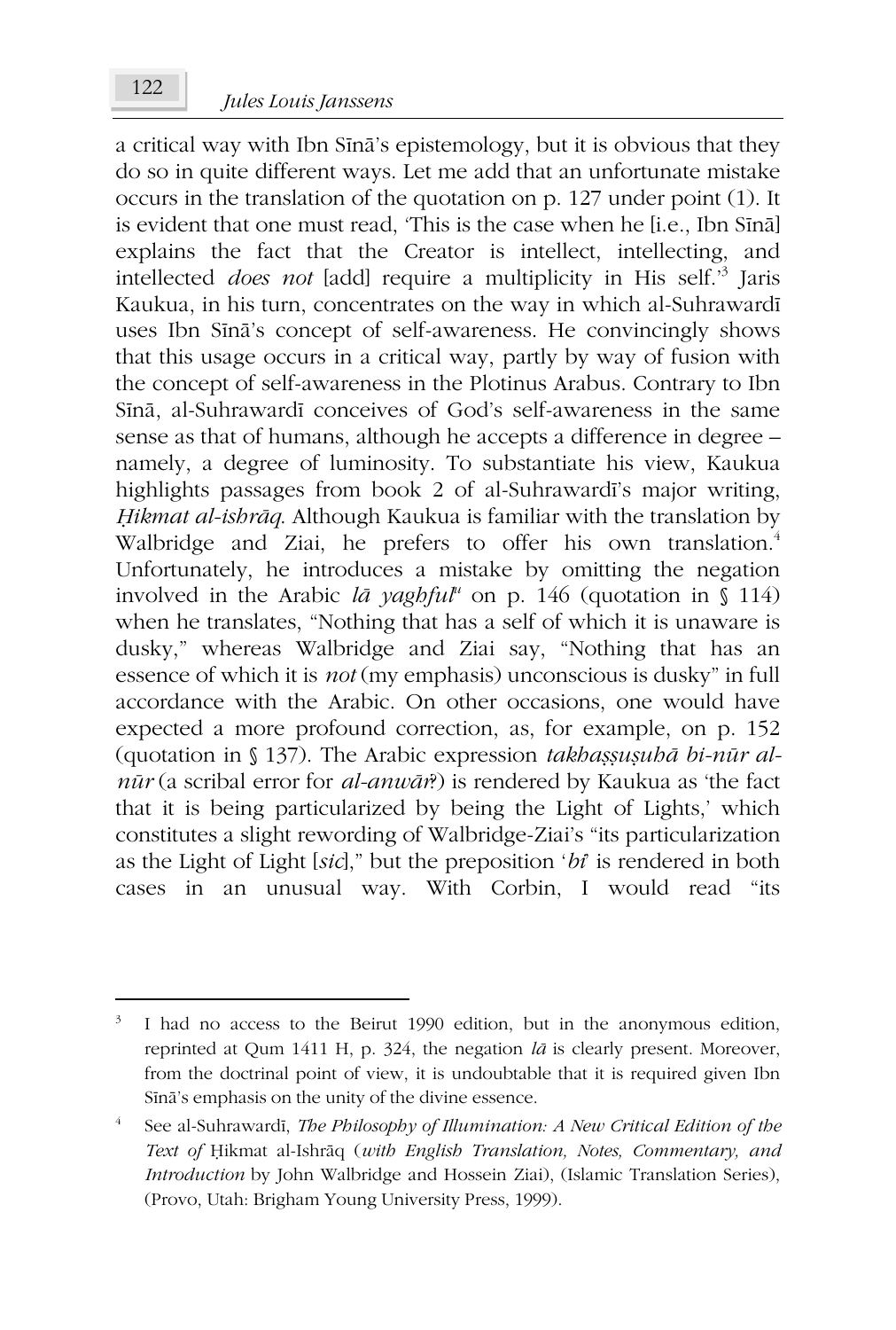a critical way with Ibn Sīnā's epistemology, but it is obvious that they do so in quite different ways. Let me add that an unfortunate mistake occurs in the translation of the quotation on p. 127 under point (1). It is evident that one must read, 'This is the case when he [i.e., Ibn Sīnā] explains the fact that the Creator is intellect, intellecting, and intellected *does not* [add] require a multiplicity in His self.'[3] Jaris Kaukua, in his turn, concentrates on the way in which al-Suhrawardī uses Ibn Sīnā's concept of self-awareness. He convincingly shows that this usage occurs in a critical way, partly by way of fusion with the concept of self-awareness in the Plotinus Arabus. Contrary to Ibn Sīnā, al-Suhrawardī conceives of God's self-awareness in the same sense as that of humans, although he accepts a difference in degree – namely, a degree of luminosity. To substantiate his view, Kaukua highlights passages from book 2 of al-Suhrawardī's major writing, *Ḥikmat al-ishrāq*. Although Kaukua is familiar with the translation by Walbridge and Ziai, he prefers to offer his own translation.[4] Unfortunately, he introduces a mistake by omitting the negation involved in the Arabic *lā yaghful*[u] on p. 146 (quotation in § 114) when he translates, "Nothing that has a self of which it is unaware is dusky," whereas Walbridge and Ziai say, "Nothing that has an essence of which it is *not* (my emphasis) unconscious is dusky" in full accordance with the Arabic. On other occasions, one would have expected a more profound correction, as, for example, on p. 152 (quotation in § 137). The Arabic expression *takhaṣṣuṣuhā bi-nūr al-nūr* (a scribal error for *al-anwār*?) is rendered by Kaukua as 'the fact that it is being particularized by being the Light of Lights,' which constitutes a slight rewording of Walbridge-Ziai's "its particularization as the Light of Light [*sic*]," but the preposition '*bi*' is rendered in both cases in an unusual way. With Corbin, I would read "its

---

[3] I had no access to the Beirut 1990 edition, but in the anonymous edition, reprinted at Qum 1411 H, p. 324, the negation *lā* is clearly present. Moreover, from the doctrinal point of view, it is undoubtable that it is required given Ibn Sīnā's emphasis on the unity of the divine essence.

[4] See al-Suhrawardī, *The Philosophy of Illumination: A New Critical Edition of the Text of* Ḥikmat al-Ishrāq (*with English Translation, Notes, Commentary, and Introduction* by John Walbridge and Hossein Ziai), (Islamic Translation Series), (Provo, Utah: Brigham Young University Press, 1999).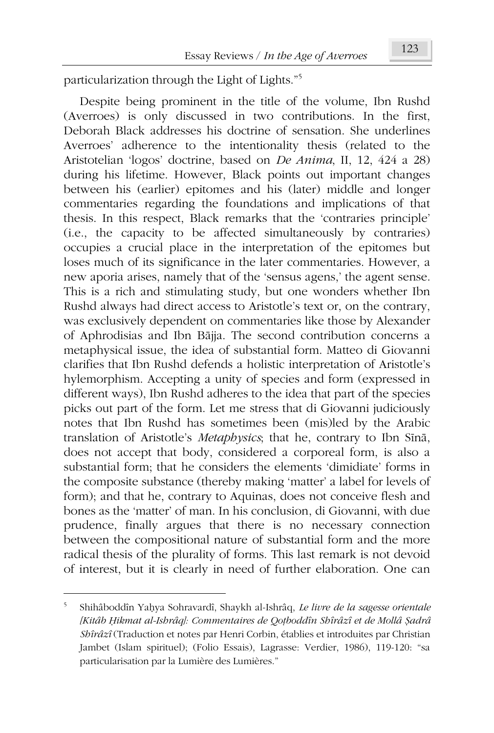particularization through the Light of Lights."[5]

Despite being prominent in the title of the volume, Ibn Rushd (Averroes) is only discussed in two contributions. In the first, Deborah Black addresses his doctrine of sensation. She underlines Averroes' adherence to the intentionality thesis (related to the Aristotelian 'logos' doctrine, based on *De Anima*, II, 12, 424 a 28) during his lifetime. However, Black points out important changes between his (earlier) epitomes and his (later) middle and longer commentaries regarding the foundations and implications of that thesis. In this respect, Black remarks that the 'contraries principle' (i.e., the capacity to be affected simultaneously by contraries) occupies a crucial place in the interpretation of the epitomes but loses much of its significance in the later commentaries. However, a new aporia arises, namely that of the 'sensus agens,' the agent sense. This is a rich and stimulating study, but one wonders whether Ibn Rushd always had direct access to Aristotle's text or, on the contrary, was exclusively dependent on commentaries like those by Alexander of Aphrodisias and Ibn Bājja. The second contribution concerns a metaphysical issue, the idea of substantial form. Matteo di Giovanni clarifies that Ibn Rushd defends a holistic interpretation of Aristotle's hylemorphism. Accepting a unity of species and form (expressed in different ways), Ibn Rushd adheres to the idea that part of the species picks out part of the form. Let me stress that di Giovanni judiciously notes that Ibn Rushd has sometimes been (mis)led by the Arabic translation of Aristotle's *Metaphysics*; that he, contrary to Ibn Sīnā, does not accept that body, considered a corporeal form, is also a substantial form; that he considers the elements 'dimidiate' forms in the composite substance (thereby making 'matter' a label for levels of form); and that he, contrary to Aquinas, does not conceive flesh and bones as the 'matter' of man. In his conclusion, di Giovanni, with due prudence, finally argues that there is no necessary connection between the compositional nature of substantial form and the more radical thesis of the plurality of forms. This last remark is not devoid of interest, but it is clearly in need of further elaboration. One can

---

[5] Shihâboddîn Yaḥya Sohravardî, Shaykh al-Ishrâq, *Le livre de la sagesse orientale [Kitâb Ḥikmat al-Ishrâq]: Commentaires de Qoṭboddîn Shîrâzî et de Mollâ Ṣadrâ Shîrâzî* (Traduction et notes par Henri Corbin, établies et introduites par Christian Jambet (Islam spirituel); (Folio Essais), Lagrasse: Verdier, 1986), 119-120: "sa particularisation par la Lumière des Lumières."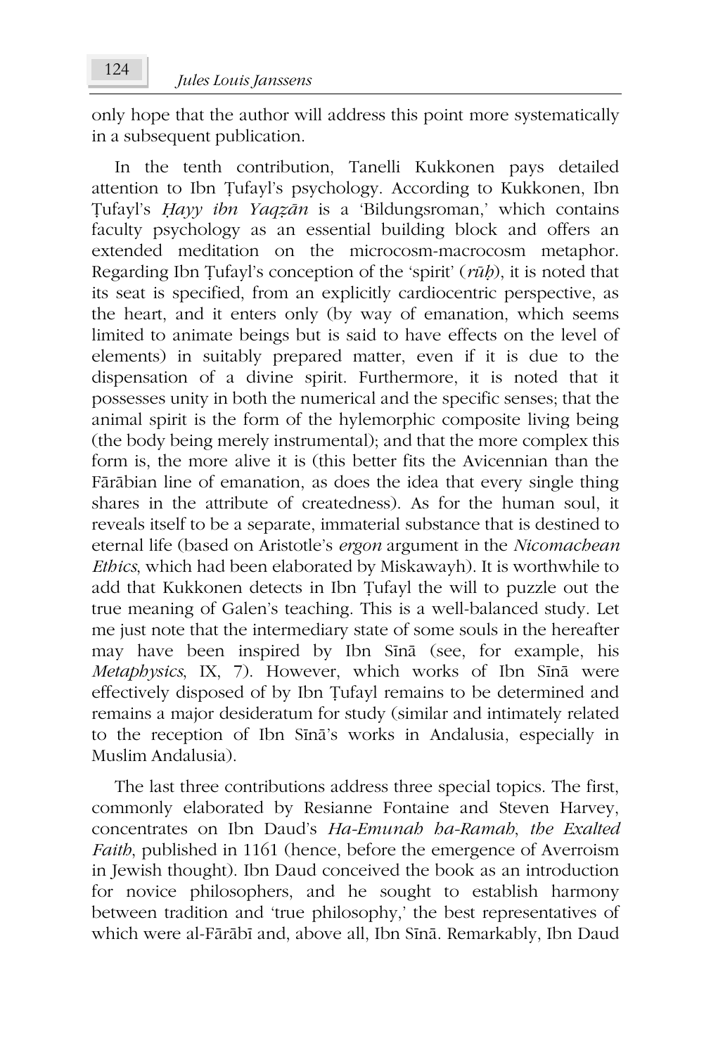only hope that the author will address this point more systematically in a subsequent publication.

In the tenth contribution, Tanelli Kukkonen pays detailed attention to Ibn Ṭufayl's psychology. According to Kukkonen, Ibn Ṭufayl's *Ḥayy ibn Yaqẓān* is a 'Bildungsroman,' which contains faculty psychology as an essential building block and offers an extended meditation on the microcosm-macrocosm metaphor. Regarding Ibn Ṭufayl's conception of the 'spirit' (*rūḥ*), it is noted that its seat is specified, from an explicitly cardiocentric perspective, as the heart, and it enters only (by way of emanation, which seems limited to animate beings but is said to have effects on the level of elements) in suitably prepared matter, even if it is due to the dispensation of a divine spirit. Furthermore, it is noted that it possesses unity in both the numerical and the specific senses; that the animal spirit is the form of the hylemorphic composite living being (the body being merely instrumental); and that the more complex this form is, the more alive it is (this better fits the Avicennian than the Fārābian line of emanation, as does the idea that every single thing shares in the attribute of createdness). As for the human soul, it reveals itself to be a separate, immaterial substance that is destined to eternal life (based on Aristotle's *ergon* argument in the *Nicomachean Ethics*, which had been elaborated by Miskawayh). It is worthwhile to add that Kukkonen detects in Ibn Ṭufayl the will to puzzle out the true meaning of Galen's teaching. This is a well-balanced study. Let me just note that the intermediary state of some souls in the hereafter may have been inspired by Ibn Sīnā (see, for example, his *Metaphysics*, IX, 7). However, which works of Ibn Sīnā were effectively disposed of by Ibn Ṭufayl remains to be determined and remains a major desideratum for study (similar and intimately related to the reception of Ibn Sīnā's works in Andalusia, especially in Muslim Andalusia).

The last three contributions address three special topics. The first, commonly elaborated by Resianne Fontaine and Steven Harvey, concentrates on Ibn Daud's *Ha-Emunah ha-Ramah*, *the Exalted Faith*, published in 1161 (hence, before the emergence of Averroism in Jewish thought). Ibn Daud conceived the book as an introduction for novice philosophers, and he sought to establish harmony between tradition and 'true philosophy,' the best representatives of which were al-Fārābī and, above all, Ibn Sīnā. Remarkably, Ibn Daud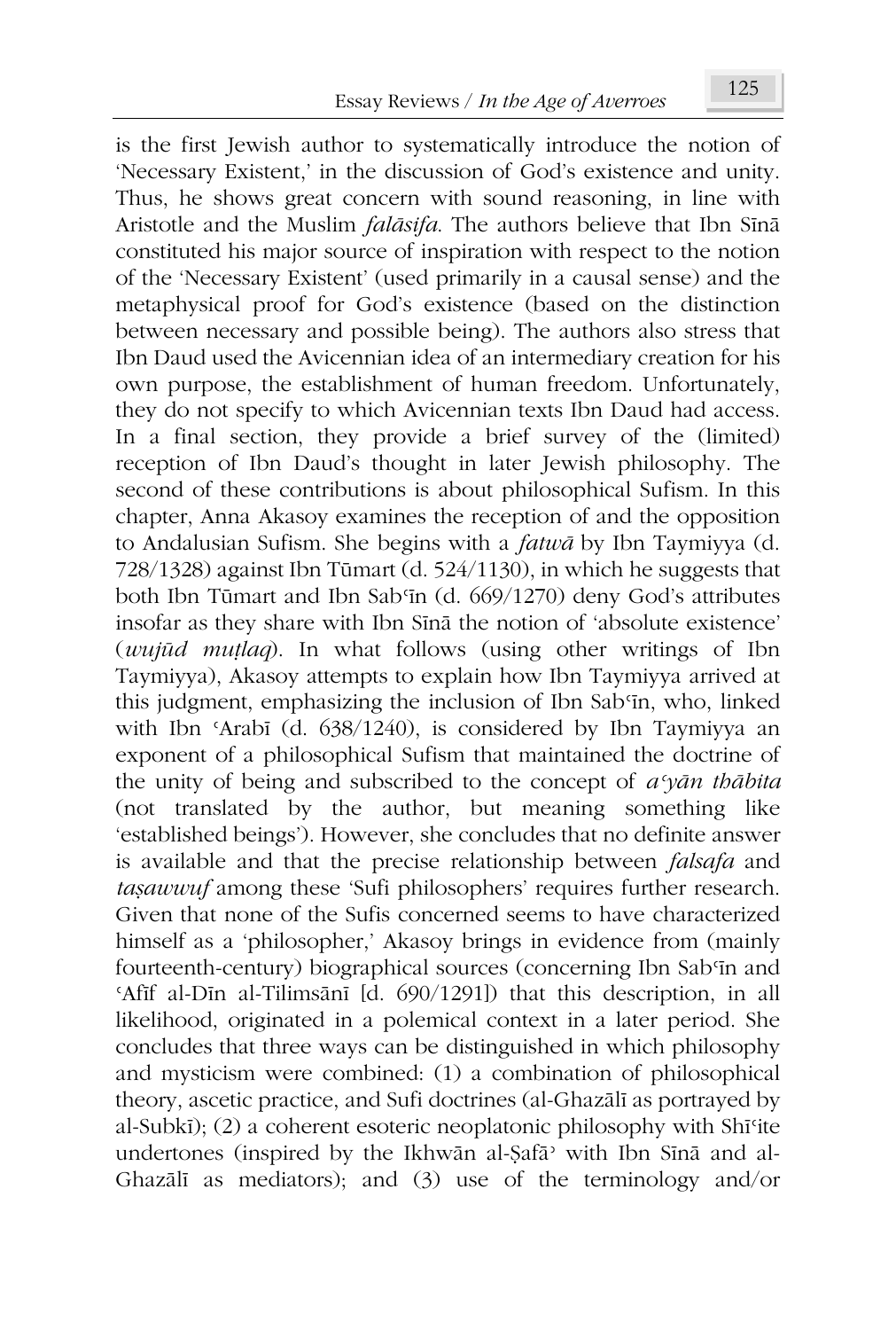is the first Jewish author to systematically introduce the notion of 'Necessary Existent,' in the discussion of God's existence and unity. Thus, he shows great concern with sound reasoning, in line with Aristotle and the Muslim *falāsifa*. The authors believe that Ibn Sīnā constituted his major source of inspiration with respect to the notion of the 'Necessary Existent' (used primarily in a causal sense) and the metaphysical proof for God's existence (based on the distinction between necessary and possible being). The authors also stress that Ibn Daud used the Avicennian idea of an intermediary creation for his own purpose, the establishment of human freedom. Unfortunately, they do not specify to which Avicennian texts Ibn Daud had access. In a final section, they provide a brief survey of the (limited) reception of Ibn Daud's thought in later Jewish philosophy. The second of these contributions is about philosophical Sufism. In this chapter, Anna Akasoy examines the reception of and the opposition to Andalusian Sufism. She begins with a *fatwā* by Ibn Taymiyya (d. 728/1328) against Ibn Tūmart (d. 524/1130), in which he suggests that both Ibn Tūmart and Ibn Sabʿīn (d. 669/1270) deny God's attributes insofar as they share with Ibn Sīnā the notion of 'absolute existence' (*wujūd muṭlaq*). In what follows (using other writings of Ibn Taymiyya), Akasoy attempts to explain how Ibn Taymiyya arrived at this judgment, emphasizing the inclusion of Ibn Sabʿīn, who, linked with Ibn ʿArabī (d. 638/1240), is considered by Ibn Taymiyya an exponent of a philosophical Sufism that maintained the doctrine of the unity of being and subscribed to the concept of *aʿyān thābita* (not translated by the author, but meaning something like 'established beings'). However, she concludes that no definite answer is available and that the precise relationship between *falsafa* and *taṣawwuf* among these 'Sufi philosophers' requires further research. Given that none of the Sufis concerned seems to have characterized himself as a 'philosopher,' Akasoy brings in evidence from (mainly fourteenth-century) biographical sources (concerning Ibn Sabʿīn and ʿAfīf al-Dīn al-Tilimsānī [d. 690/1291]) that this description, in all likelihood, originated in a polemical context in a later period. She concludes that three ways can be distinguished in which philosophy and mysticism were combined: (1) a combination of philosophical theory, ascetic practice, and Sufi doctrines (al-Ghazālī as portrayed by al-Subkī); (2) a coherent esoteric neoplatonic philosophy with Shīʿite undertones (inspired by the Ikhwān al-Ṣafāʾ with Ibn Sīnā and al-Ghazālī as mediators); and (3) use of the terminology and/or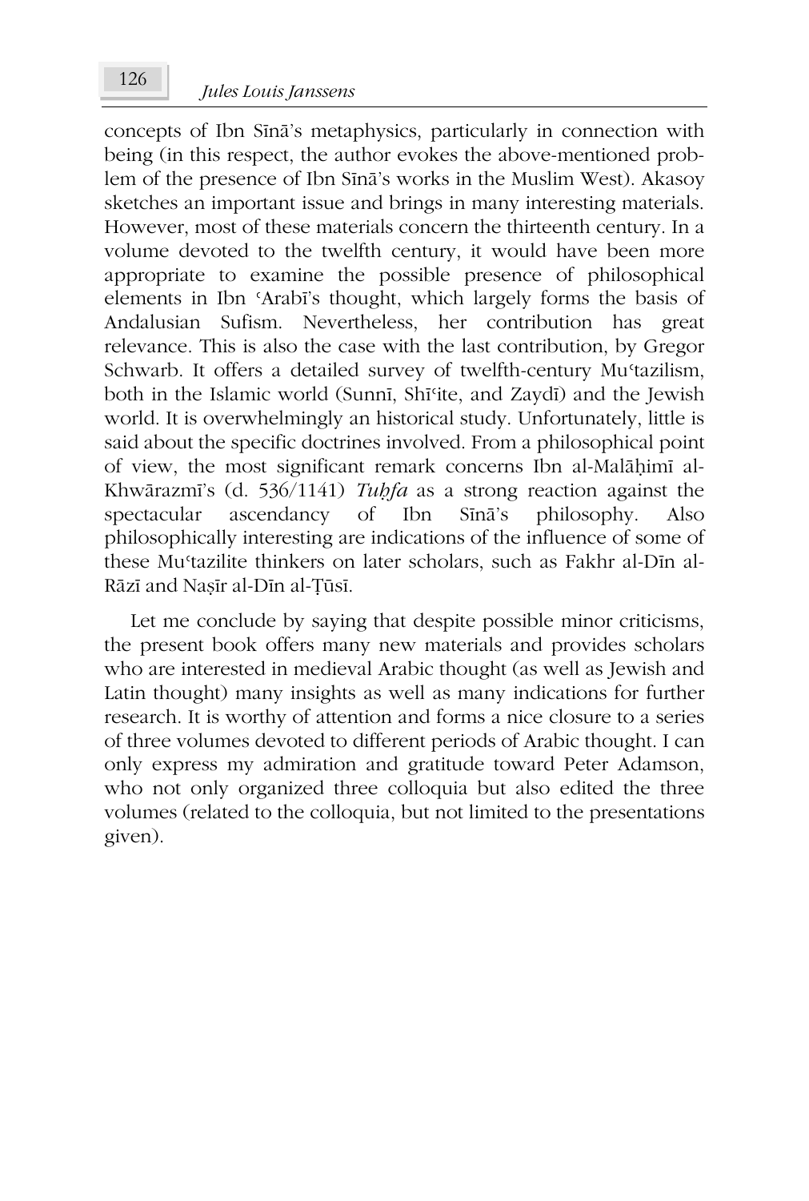concepts of Ibn Sīnā's metaphysics, particularly in connection with being (in this respect, the author evokes the above-mentioned problem of the presence of Ibn Sīnā's works in the Muslim West). Akasoy sketches an important issue and brings in many interesting materials. However, most of these materials concern the thirteenth century. In a volume devoted to the twelfth century, it would have been more appropriate to examine the possible presence of philosophical elements in Ibn ʿArabī's thought, which largely forms the basis of Andalusian Sufism. Nevertheless, her contribution has great relevance. This is also the case with the last contribution, by Gregor Schwarb. It offers a detailed survey of twelfth-century Muʿtazilism, both in the Islamic world (Sunnī, Shīʿite, and Zaydī) and the Jewish world. It is overwhelmingly an historical study. Unfortunately, little is said about the specific doctrines involved. From a philosophical point of view, the most significant remark concerns Ibn al-Malāḥimī al-Khwārazmī's (d. 536/1141) *Tuḥfa* as a strong reaction against the spectacular ascendancy of Ibn Sīnā's philosophy. Also philosophically interesting are indications of the influence of some of these Muʿtazilite thinkers on later scholars, such as Fakhr al-Dīn al-Rāzī and Naṣīr al-Dīn al-Ṭūsī.

Let me conclude by saying that despite possible minor criticisms, the present book offers many new materials and provides scholars who are interested in medieval Arabic thought (as well as Jewish and Latin thought) many insights as well as many indications for further research. It is worthy of attention and forms a nice closure to a series of three volumes devoted to different periods of Arabic thought. I can only express my admiration and gratitude toward Peter Adamson, who not only organized three colloquia but also edited the three volumes (related to the colloquia, but not limited to the presentations given).